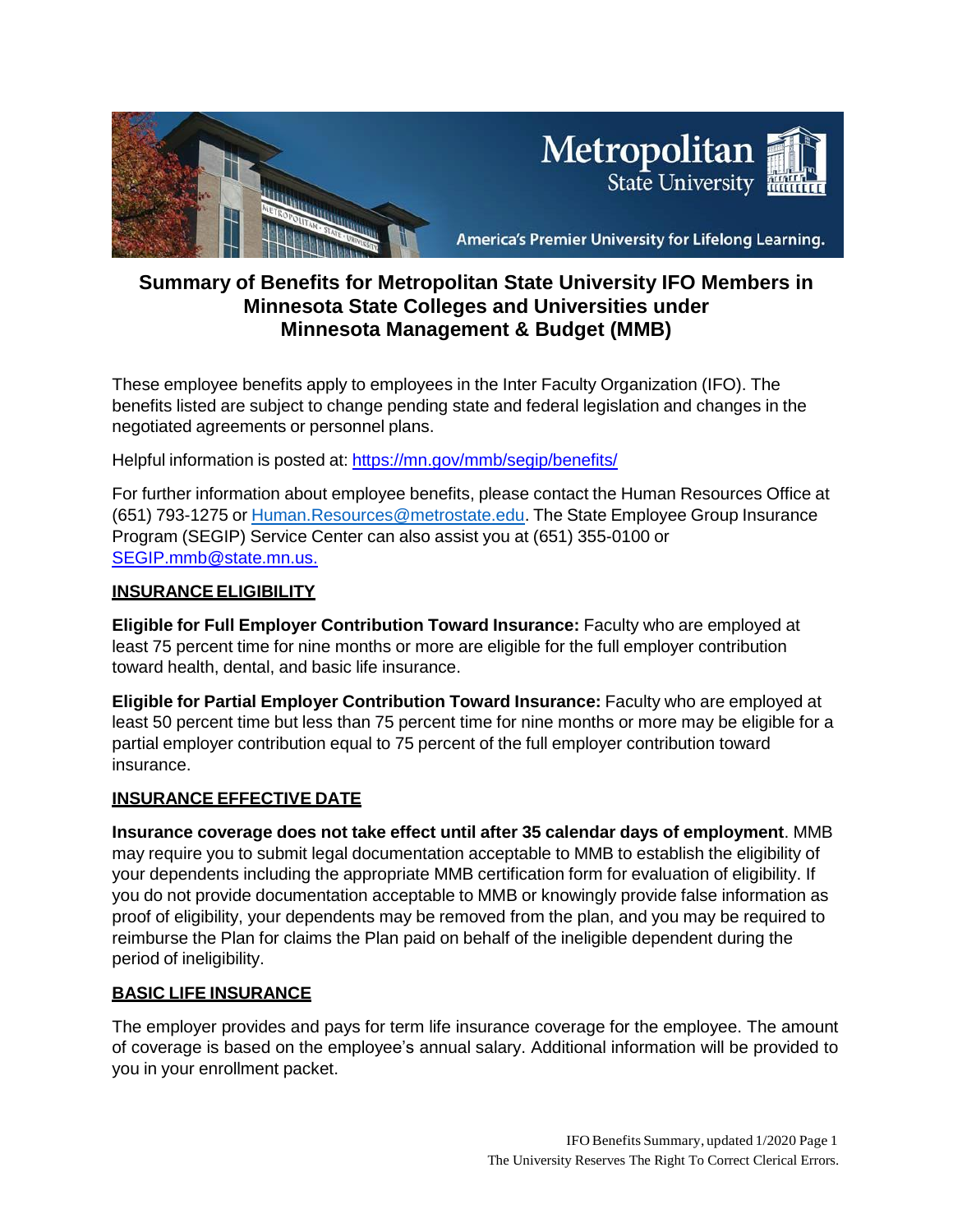# Summary of Benefits for Metropolitan State University IFO Members in Minnesota State Colleges and Universities under Minnesota Management & Budget (MMB)

These employee benefits apply to employees in the Inter Faculty Organization (IFO). The benefits listed are subject to change pending state and federal legislation and changes in the negotiated agreements or personnel plans.

Helpful information is posted at: https://mn.gov/mmb/segip/benefits/

For further information about employee benefits, please contact the Human Resources Office at (651) 793-1275 or Human.Resources@metrostate.edu. The State Employee Group Insurance Program (SEGIP) Service Center can also assist you at (651) 355-0100 or SEGIP.mmb@state.mn.us.

## INSURANCE ELIGIBILITY

**Eligible for Full Employer Contribution Toward Insurance:** Faculty who are employed at least 75 percent time for nine months or more are eligible for the full employer contribution toward health, dental, and basic life insurance.

**Eligible for Partial Employer Contribution Toward Insurance:** Faculty who are employed at least 50 percent time but less than 75 percent time for nine months or more may be eligible for a partial employer contribution equal to 75 percent of the full employer contribution toward insurance.

## INSURANCE EFFECTIVE DATE

**Insurance coverage does not take effect until after 35 calendar days of employment**. MMB may require you to submit legal documentation acceptable to MMB to establish the eligibility of your dependents including the appropriate MMB certification form for evaluation of eligibility. If you do not provide documentation acceptable to MMB or knowingly provide false information as proof of eligibility, your dependents may be removed from the plan, and you may be required to reimburse the Plan for claims the Plan paid on behalf of the ineligible dependent during the period of ineligibility.

## BASIC LIFE INSURANCE

The employer provides and pays for term life insurance coverage for the employee. The amount of coverage is based on the employee's annual salary. Additional information will be provided to you in your enrollment packet.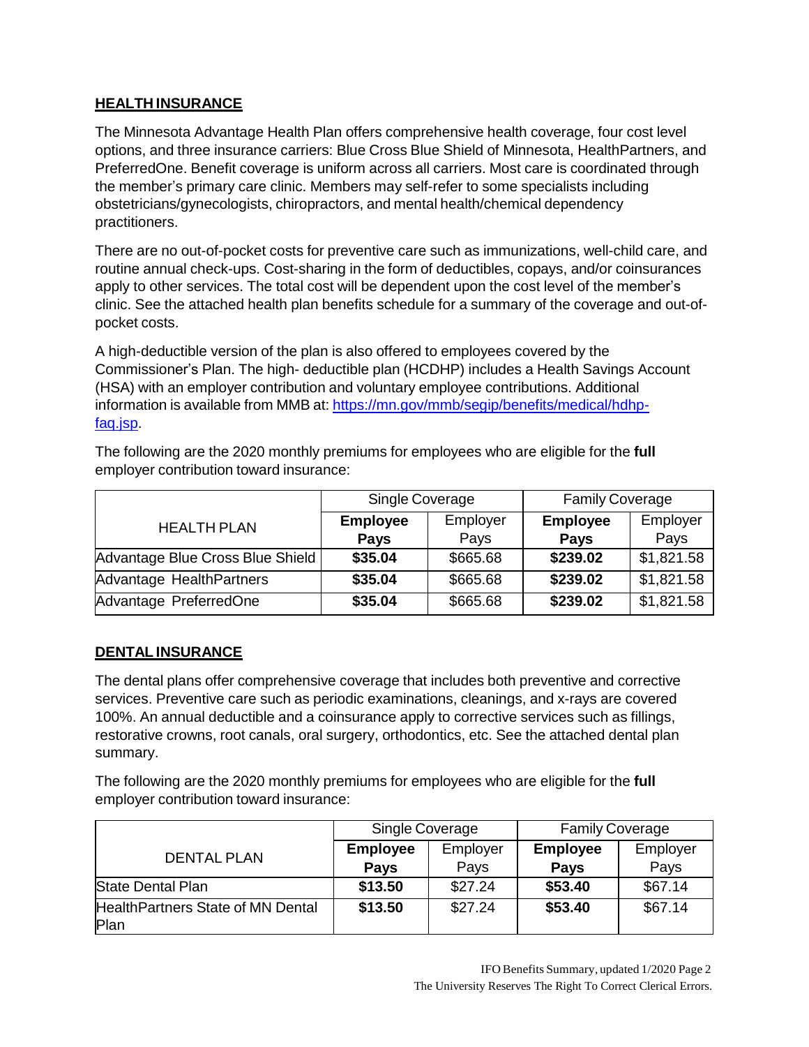## **HEALTH INSURANCE**

The Minnesota Advantage Health Plan offers comprehensive health coverage, four cost level options, and three insurance carriers: Blue Cross Blue Shield of Minnesota, HealthPartners, and PreferredOne. Benefit coverage is uniform across all carriers. Most care is coordinated through the member's primary care clinic. Members may self-refer to some specialists including obstetricians/gynecologists, chiropractors, and mental health/chemical dependency practitioners.

There are no out-of-pocket costs for preventive care such as immunizations, well-child care, and routine annual check-ups. Cost-sharing in the form of deductibles, copays, and/or coinsurances apply to other services. The total cost will be dependent upon the cost level of the member's clinic. See the attached health plan benefits schedule for a summary of the coverage and out-of-pocket costs.

A high-deductible version of the plan is also offered to employees covered by the Commissioner's Plan. The high- deductible plan (HCDHP) includes a Health Savings Account (HSA) with an employer contribution and voluntary employee contributions. Additional information is available from MMB at: [https://mn.gov/mmb/segip/benefits/medical/hdhp-faq.jsp](https://mn.gov/mmb/segip/benefits/medical/hdhp-faq.jsp).

The following are the 2020 monthly premiums for employees who are eligible for the **full** employer contribution toward insurance:

| HEALTH PLAN | Single Coverage | | Family Coverage | |
|---|---|---|---|---|
| | **Employee Pays** | Employer Pays | **Employee Pays** | Employer Pays |
| Advantage Blue Cross Blue Shield | **$35.04** | $665.68 | **$239.02** | $1,821.58 |
| Advantage HealthPartners | **$35.04** | $665.68 | **$239.02** | $1,821.58 |
| Advantage PreferredOne | **$35.04** | $665.68 | **$239.02** | $1,821.58 |

## **DENTAL INSURANCE**

The dental plans offer comprehensive coverage that includes both preventive and corrective services. Preventive care such as periodic examinations, cleanings, and x-rays are covered 100%. An annual deductible and a coinsurance apply to corrective services such as fillings, restorative crowns, root canals, oral surgery, orthodontics, etc. See the attached dental plan summary.

The following are the 2020 monthly premiums for employees who are eligible for the **full** employer contribution toward insurance:

| DENTAL PLAN | Single Coverage | | Family Coverage | |
|---|---|---|---|---|
| | **Employee Pays** | Employer Pays | **Employee Pays** | Employer Pays |
| State Dental Plan | **$13.50** | $27.24 | **$53.40** | $67.14 |
| HealthPartners State of MN Dental Plan | **$13.50** | $27.24 | **$53.40** | $67.14 |

IFO Benefits Summary, updated 1/2020

The University Reserves The Right To Correct Clerical Errors.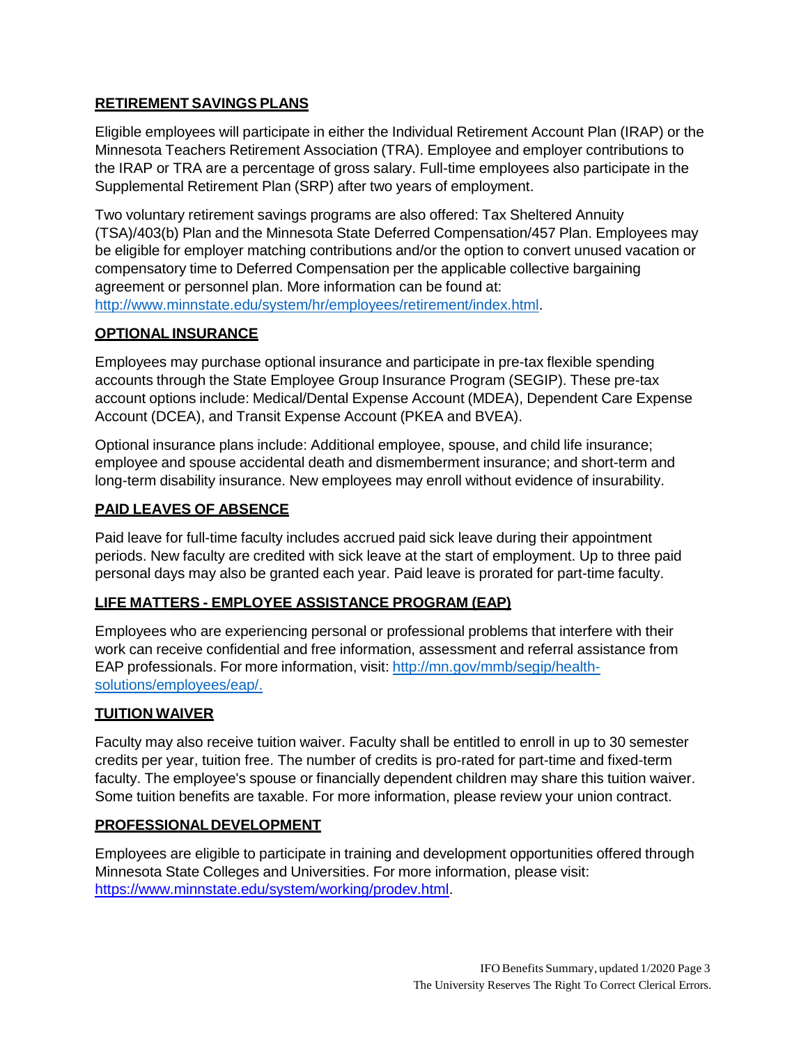## RETIREMENT SAVINGS PLANS

Eligible employees will participate in either the Individual Retirement Account Plan (IRAP) or the Minnesota Teachers Retirement Association (TRA). Employee and employer contributions to the IRAP or TRA are a percentage of gross salary. Full-time employees also participate in the Supplemental Retirement Plan (SRP) after two years of employment.

Two voluntary retirement savings programs are also offered: Tax Sheltered Annuity (TSA)/403(b) Plan and the Minnesota State Deferred Compensation/457 Plan. Employees may be eligible for employer matching contributions and/or the option to convert unused vacation or compensatory time to Deferred Compensation per the applicable collective bargaining agreement or personnel plan. More information can be found at: [http://www.minnstate.edu/system/hr/employees/retirement/index.html](http://www.minnstate.edu/system/hr/employees/retirement/index.html).

## OPTIONAL INSURANCE

Employees may purchase optional insurance and participate in pre-tax flexible spending accounts through the State Employee Group Insurance Program (SEGIP). These pre-tax account options include: Medical/Dental Expense Account (MDEA), Dependent Care Expense Account (DCEA), and Transit Expense Account (PKEA and BVEA).

Optional insurance plans include: Additional employee, spouse, and child life insurance; employee and spouse accidental death and dismemberment insurance; and short-term and long-term disability insurance. New employees may enroll without evidence of insurability.

## PAID LEAVES OF ABSENCE

Paid leave for full-time faculty includes accrued paid sick leave during their appointment periods. New faculty are credited with sick leave at the start of employment. Up to three paid personal days may also be granted each year. Paid leave is prorated for part-time faculty.

## LIFE MATTERS - EMPLOYEE ASSISTANCE PROGRAM (EAP)

Employees who are experiencing personal or professional problems that interfere with their work can receive confidential and free information, assessment and referral assistance from EAP professionals. For more information, visit: [http://mn.gov/mmb/segip/health-solutions/employees/eap/.](http://mn.gov/mmb/segip/health-solutions/employees/eap/)

## TUITION WAIVER

Faculty may also receive tuition waiver. Faculty shall be entitled to enroll in up to 30 semester credits per year, tuition free. The number of credits is pro-rated for part-time and fixed-term faculty. The employee's spouse or financially dependent children may share this tuition waiver. Some tuition benefits are taxable. For more information, please review your union contract.

## PROFESSIONAL DEVELOPMENT

Employees are eligible to participate in training and development opportunities offered through Minnesota State Colleges and Universities. For more information, please visit: [https://www.minnstate.edu/system/working/prodev.html](https://www.minnstate.edu/system/working/prodev.html).

IFO Benefits Summary, updated 1/2020

The University Reserves The Right To Correct Clerical Errors.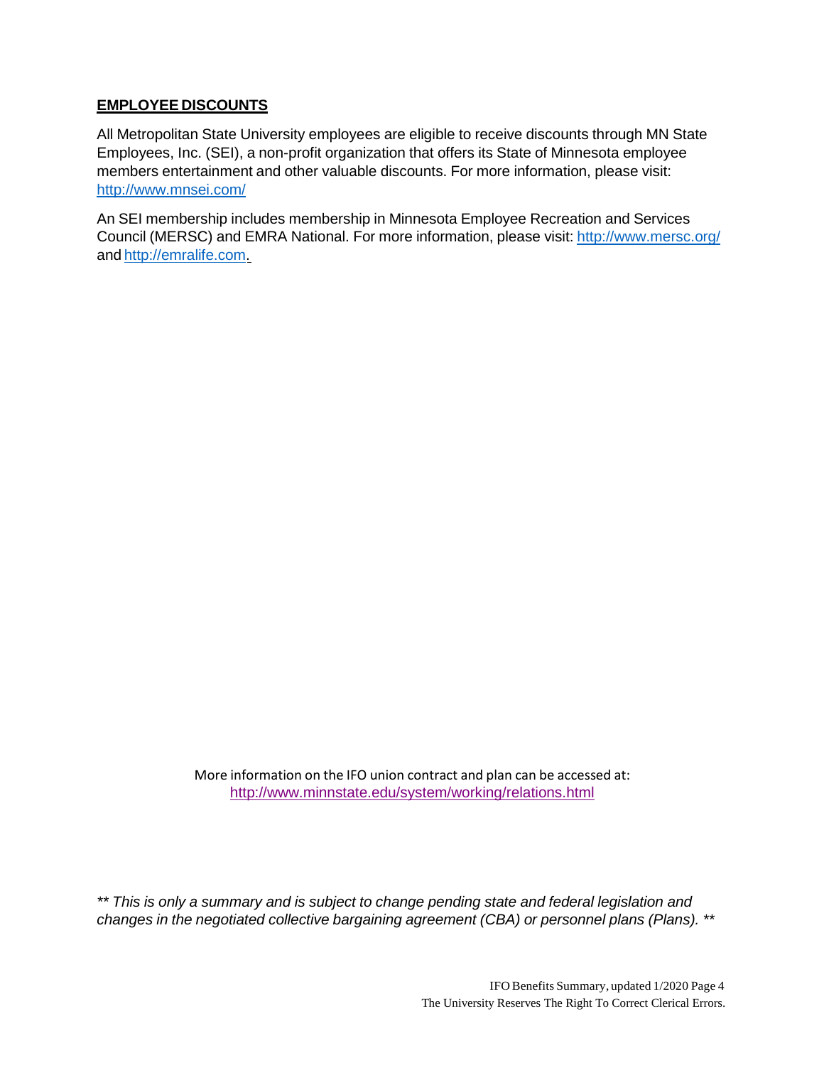## EMPLOYEE DISCOUNTS

All Metropolitan State University employees are eligible to receive discounts through MN State Employees, Inc. (SEI), a non-profit organization that offers its State of Minnesota employee members entertainment and other valuable discounts. For more information, please visit: http://www.mnsei.com/

An SEI membership includes membership in Minnesota Employee Recreation and Services Council (MERSC) and EMRA National. For more information, please visit: http://www.mersc.org/ and http://emralife.com.

More information on the IFO union contract and plan can be accessed at: http://www.minnstate.edu/system/working/relations.html

*** This is only a summary and is subject to change pending state and federal legislation and changes in the negotiated collective bargaining agreement (CBA) or personnel plans (Plans). ***

The University Reserves The Right To Correct Clerical Errors.